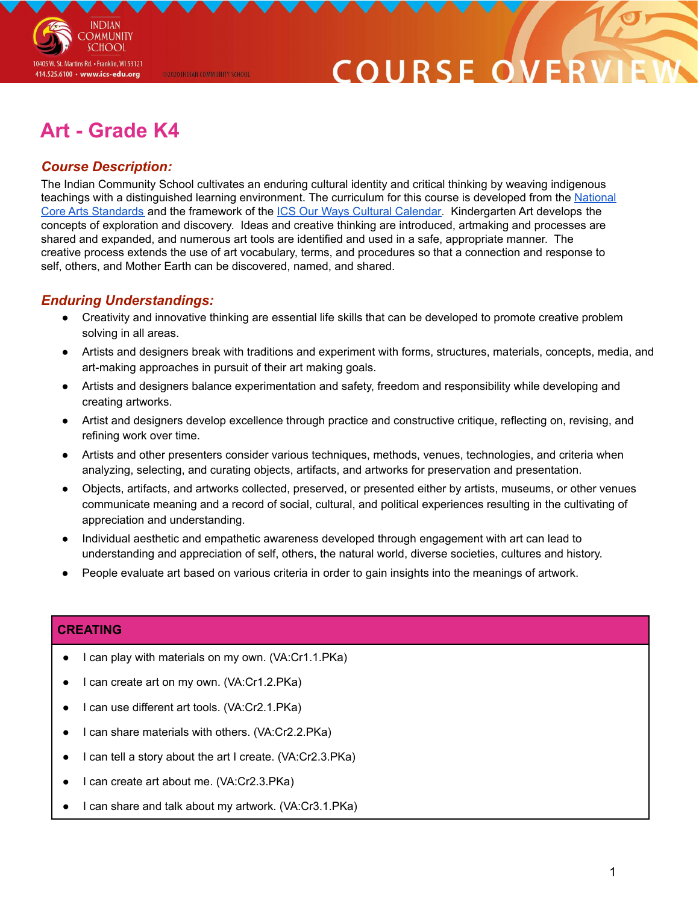# Art - Grade K4

## *Course Description:*

The Indian Community School cultivates an enduring cultural identity and critical thinking by weaving indigenous teachings with a distinguished learning environment. The curriculum for this course is developed from the [National Core Arts Standards](#) and the framework of the [ICS Our Ways Cultural Calendar](#). Kindergarten Art develops the concepts of exploration and discovery. Ideas and creative thinking are introduced, artmaking and processes are shared and expanded, and numerous art tools are identified and used in a safe, appropriate manner. The creative process extends the use of art vocabulary, terms, and procedures so that a connection and response to self, others, and Mother Earth can be discovered, named, and shared.

## *Enduring Understandings:*

- Creativity and innovative thinking are essential life skills that can be developed to promote creative problem solving in all areas.
- Artists and designers break with traditions and experiment with forms, structures, materials, concepts, media, and art-making approaches in pursuit of their art making goals.
- Artists and designers balance experimentation and safety, freedom and responsibility while developing and creating artworks.
- Artist and designers develop excellence through practice and constructive critique, reflecting on, revising, and refining work over time.
- Artists and other presenters consider various techniques, methods, venues, technologies, and criteria when analyzing, selecting, and curating objects, artifacts, and artworks for preservation and presentation.
- Objects, artifacts, and artworks collected, preserved, or presented either by artists, museums, or other venues communicate meaning and a record of social, cultural, and political experiences resulting in the cultivating of appreciation and understanding.
- Individual aesthetic and empathetic awareness developed through engagement with art can lead to understanding and appreciation of self, others, the natural world, diverse societies, cultures and history.
- People evaluate art based on various criteria in order to gain insights into the meanings of artwork.

| CREATING |
|---|
| • I can play with materials on my own. (VA:Cr1.1.PKa)<br>• I can create art on my own. (VA:Cr1.2.PKa)<br>• I can use different art tools. (VA:Cr2.1.PKa)<br>• I can share materials with others. (VA:Cr2.2.PKa)<br>• I can tell a story about the art I create. (VA:Cr2.3.PKa)<br>• I can create art about me. (VA:Cr2.3.PKa)<br>• I can share and talk about my artwork. (VA:Cr3.1.PKa) |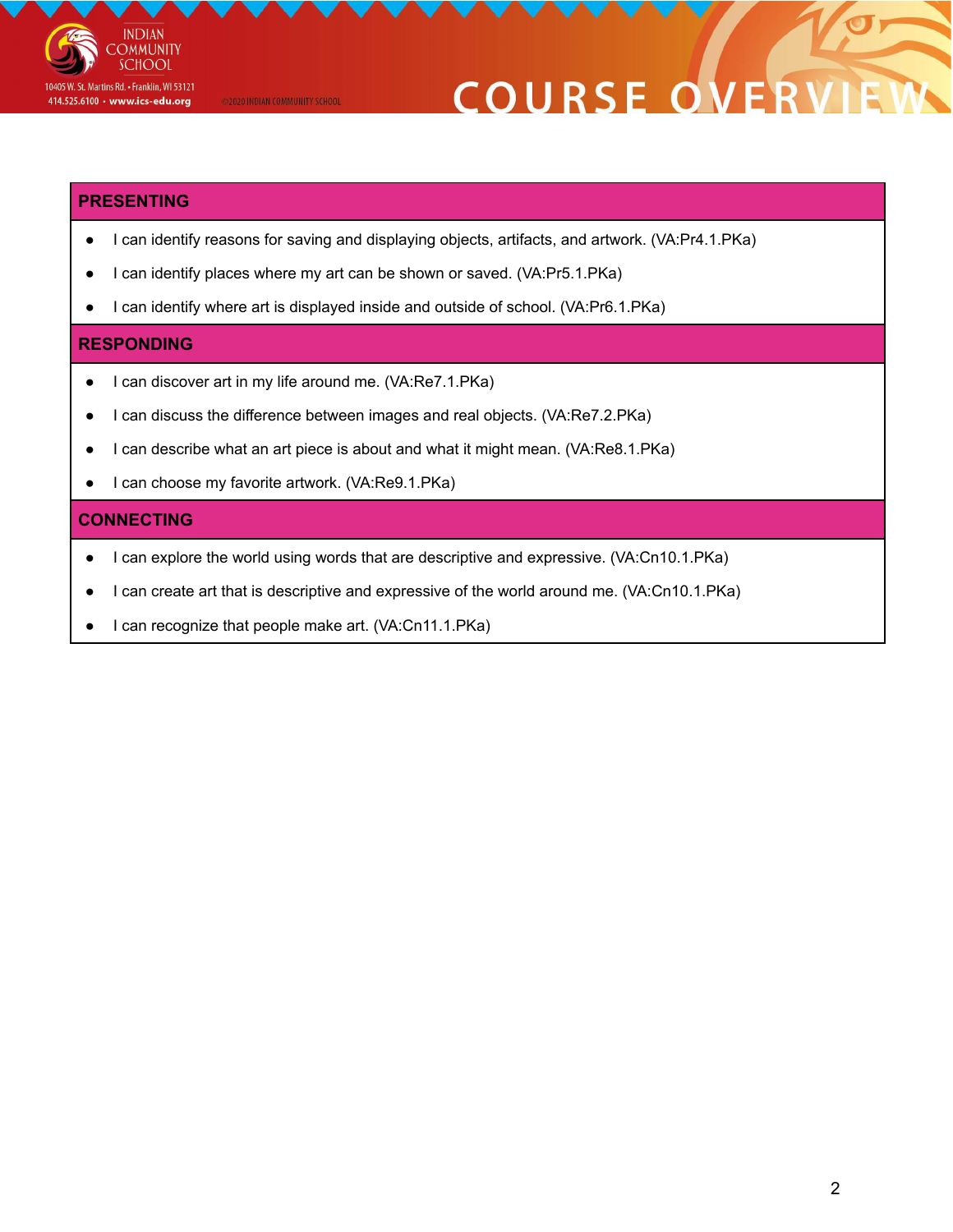## PRESENTING

- I can identify reasons for saving and displaying objects, artifacts, and artwork. (VA:Pr4.1.PKa)
- I can identify places where my art can be shown or saved. (VA:Pr5.1.PKa)
- I can identify where art is displayed inside and outside of school. (VA:Pr6.1.PKa)

## RESPONDING

- I can discover art in my life around me. (VA:Re7.1.PKa)
- I can discuss the difference between images and real objects. (VA:Re7.2.PKa)
- I can describe what an art piece is about and what it might mean. (VA:Re8.1.PKa)
- I can choose my favorite artwork. (VA:Re9.1.PKa)

## CONNECTING

- I can explore the world using words that are descriptive and expressive. (VA:Cn10.1.PKa)
- I can create art that is descriptive and expressive of the world around me. (VA:Cn10.1.PKa)
- I can recognize that people make art. (VA:Cn11.1.PKa)